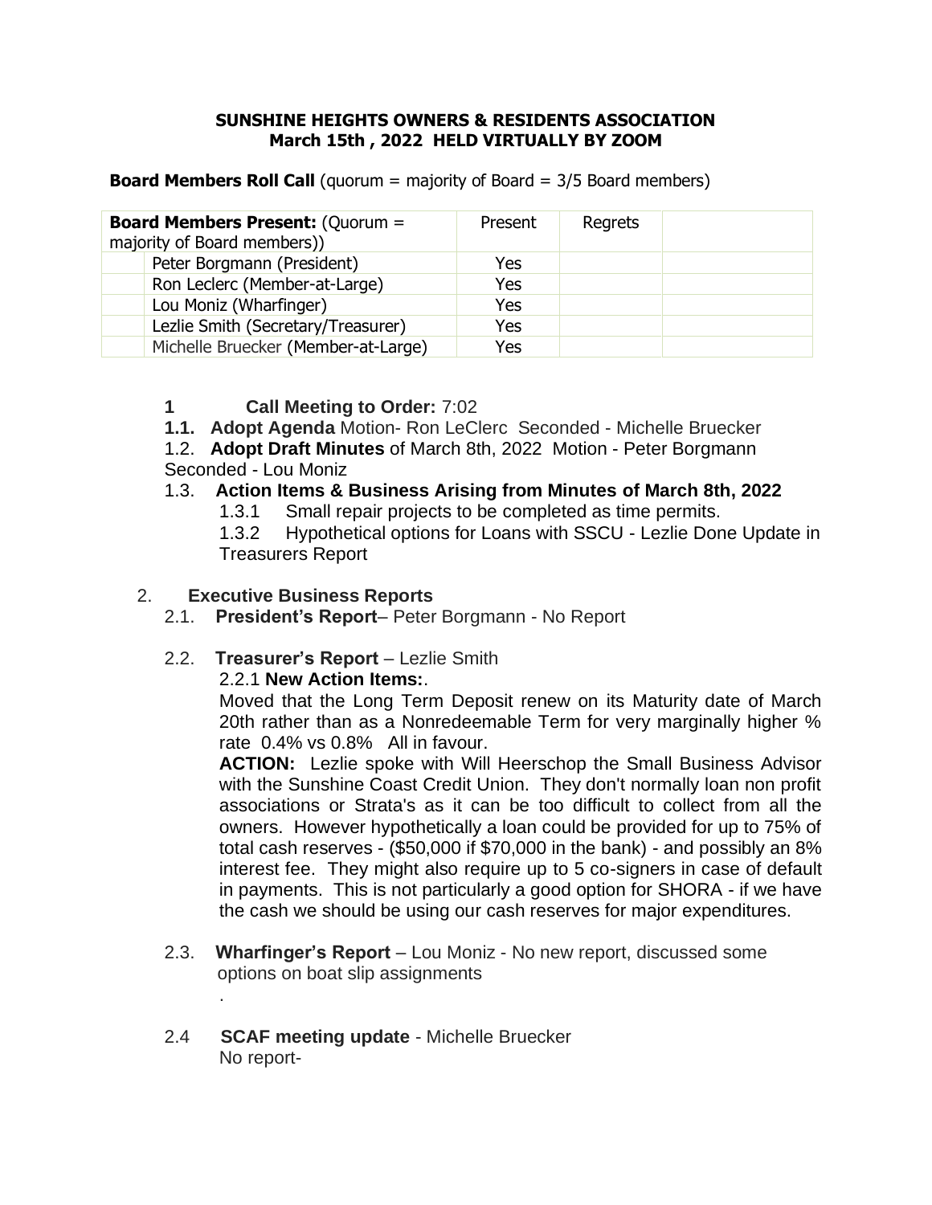**SUNSHINE HEIGHTS OWNERS & RESIDENTS ASSOCIATION**
**March 15th , 2022 HELD VIRTUALLY BY ZOOM**

**Board Members Roll Call** (quorum = majority of Board = 3/5 Board members)

| **Board Members Present:** (Quorum = majority of Board members)) | Present | Regrets | |
|---|---|---|---|
| Peter Borgmann (President) | Yes | | |
| Ron Leclerc (Member-at-Large) | Yes | | |
| Lou Moniz (Wharfinger) | Yes | | |
| Lezlie Smith (Secretary/Treasurer) | Yes | | |
| Michelle Bruecker (Member-at-Large) | Yes | | |

**1 Call Meeting to Order:** 7:02

**1.1. Adopt Agenda** Motion- Ron LeClerc Seconded - Michelle Bruecker

1.2. **Adopt Draft Minutes** of March 8th, 2022 Motion - Peter Borgmann Seconded - Lou Moniz

1.3. **Action Items & Business Arising from Minutes of March 8th, 2022**

1.3.1 Small repair projects to be completed as time permits.

1.3.2 Hypothetical options for Loans with SSCU - Lezlie Done Update in Treasurers Report

2. **Executive Business Reports**

2.1. **President's Report**– Peter Borgmann - No Report

2.2. **Treasurer's Report** – Lezlie Smith

2.2.1 **New Action Items:**.

Moved that the Long Term Deposit renew on its Maturity date of March 20th rather than as a Nonredeemable Term for very marginally higher % rate 0.4% vs 0.8% All in favour.

**ACTION:** Lezlie spoke with Will Heerschop the Small Business Advisor with the Sunshine Coast Credit Union. They don't normally loan non profit associations or Strata's as it can be too difficult to collect from all the owners. However hypothetically a loan could be provided for up to 75% of total cash reserves - ($50,000 if $70,000 in the bank) - and possibly an 8% interest fee. They might also require up to 5 co-signers in case of default in payments. This is not particularly a good option for SHORA - if we have the cash we should be using our cash reserves for major expenditures.

2.3. **Wharfinger's Report** – Lou Moniz - No new report, discussed some options on boat slip assignments

.

2.4 **SCAF meeting update** - Michelle Bruecker

No report-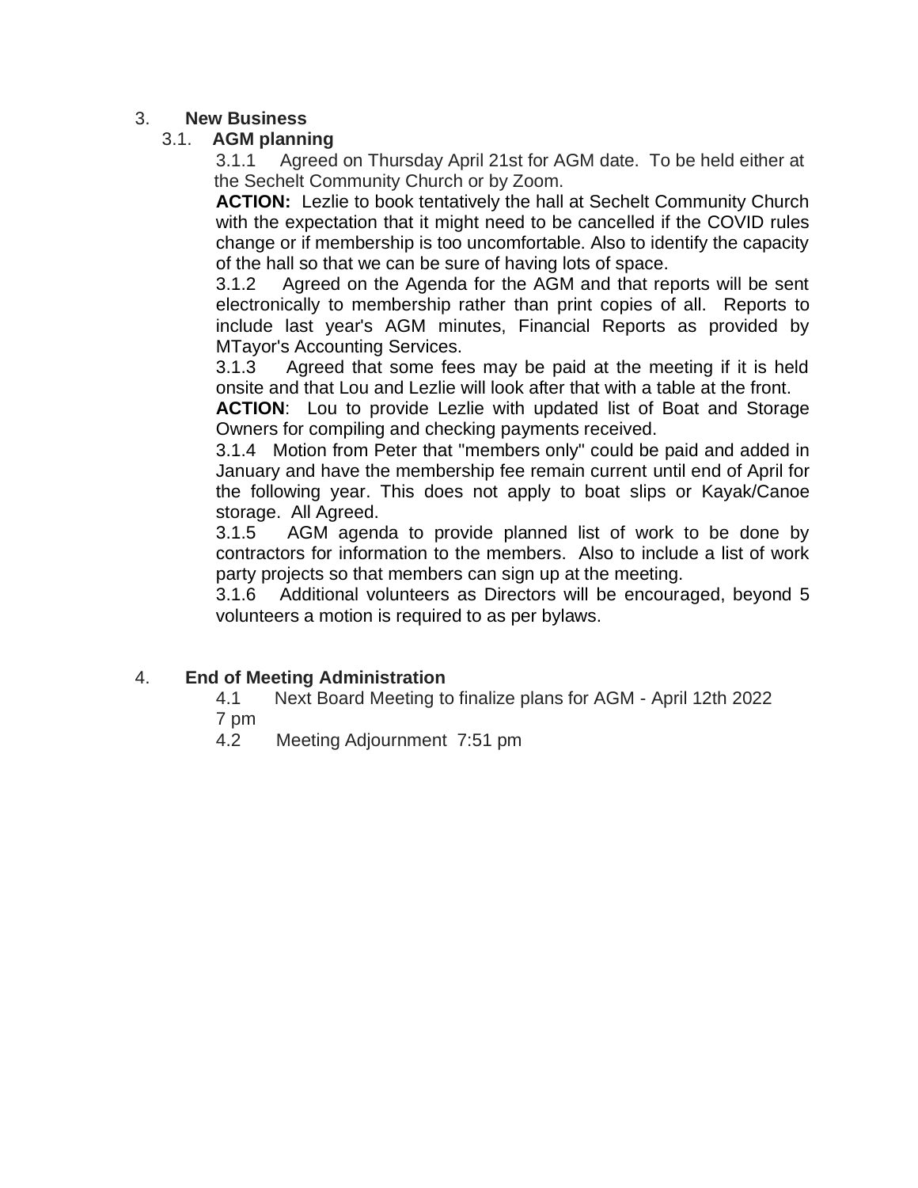3. **New Business**

3.1. **AGM planning**

3.1.1 Agreed on Thursday April 21st for AGM date. To be held either at the Sechelt Community Church or by Zoom.

**ACTION:** Lezlie to book tentatively the hall at Sechelt Community Church with the expectation that it might need to be cancelled if the COVID rules change or if membership is too uncomfortable. Also to identify the capacity of the hall so that we can be sure of having lots of space.

3.1.2 Agreed on the Agenda for the AGM and that reports will be sent electronically to membership rather than print copies of all. Reports to include last year's AGM minutes, Financial Reports as provided by MTayor's Accounting Services.

3.1.3 Agreed that some fees may be paid at the meeting if it is held onsite and that Lou and Lezlie will look after that with a table at the front.

**ACTION**: Lou to provide Lezlie with updated list of Boat and Storage Owners for compiling and checking payments received.

3.1.4 Motion from Peter that "members only" could be paid and added in January and have the membership fee remain current until end of April for the following year. This does not apply to boat slips or Kayak/Canoe storage. All Agreed.

3.1.5 AGM agenda to provide planned list of work to be done by contractors for information to the members. Also to include a list of work party projects so that members can sign up at the meeting.

3.1.6 Additional volunteers as Directors will be encouraged, beyond 5 volunteers a motion is required to as per bylaws.

4. **End of Meeting Administration**

4.1 Next Board Meeting to finalize plans for AGM - April 12th 2022 7 pm

4.2 Meeting Adjournment 7:51 pm